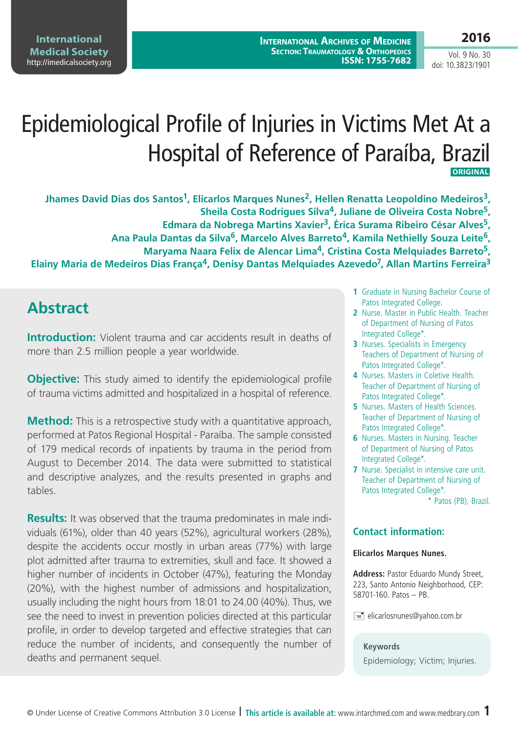# Epidemiological Profile of Injuries in Victims Met At a Hospital of Reference of Paraíba, Brazil

**ORIGINAL**

**Jhames David Dias dos Santos[1], Elicarlos Marques Nunes[2], Hellen Renatta Leopoldino Medeiros[3], Sheila Costa Rodrigues Silva[4], Juliane de Oliveira Costa Nobre[5], Edmara da Nobrega Martins Xavier[3], Érica Surama Ribeiro César Alves[5], Ana Paula Dantas da Silva[6], Marcelo Alves Barreto[4], Kamila Nethielly Souza Leite[6], Maryama Naara Felix de Alencar Lima[4], Cristina Costa Melquiades Barreto[5], Elainy Maria de Medeiros Dias França[4], Denisy Dantas Melquiades Azevedo[7], Allan Martins Ferreira[3]**

1 Graduate in Nursing Bachelor Course of Patos Integrated College.
2 Nurse. Master in Public Health. Teacher of Department of Nursing of Patos Integrated College*.
3 Nurses. Specialists in Emergency Teachers of Department of Nursing of Patos Integrated College*.
4 Nurses. Masters in Coletive Health. Teacher of Department of Nursing of Patos Integrated College*.
5 Nurses. Masters of Health Sciences. Teacher of Department of Nursing of Patos Integrated College*.
6 Nurses. Masters in Nursing. Teacher of Department of Nursing of Patos Integrated College*.
7 Nurse. Specialist in intensive care unit. Teacher of Department of Nursing of Patos Integrated College*.

\* Patos (PB), Brazil.

## Abstract

**Introduction:** Violent trauma and car accidents result in deaths of more than 2.5 million people a year worldwide.

**Objective:** This study aimed to identify the epidemiological profile of trauma victims admitted and hospitalized in a hospital of reference.

**Method:** This is a retrospective study with a quantitative approach, performed at Patos Regional Hospital - Paraíba. The sample consisted of 179 medical records of inpatients by trauma in the period from August to December 2014. The data were submitted to statistical and descriptive analyzes, and the results presented in graphs and tables.

**Results:** It was observed that the trauma predominates in male individuals (61%), older than 40 years (52%), agricultural workers (28%), despite the accidents occur mostly in urban areas (77%) with large plot admitted after trauma to extremities, skull and face. It showed a higher number of incidents in October (47%), featuring the Monday (20%), with the highest number of admissions and hospitalization, usually including the night hours from 18:01 to 24.00 (40%). Thus, we see the need to invest in prevention policies directed at this particular profile, in order to develop targeted and effective strategies that can reduce the number of incidents, and consequently the number of deaths and permanent sequel.

### Contact information:

**Elicarlos Marques Nunes.**

**Address:** Pastor Eduardo Mundy Street, 223, Santo Antonio Neighborhood, CEP: 58701-160. Patos – PB.

elicarlosnunes@yahoo.com.br

**Keywords**

Epidemiology; Victim; Injuries.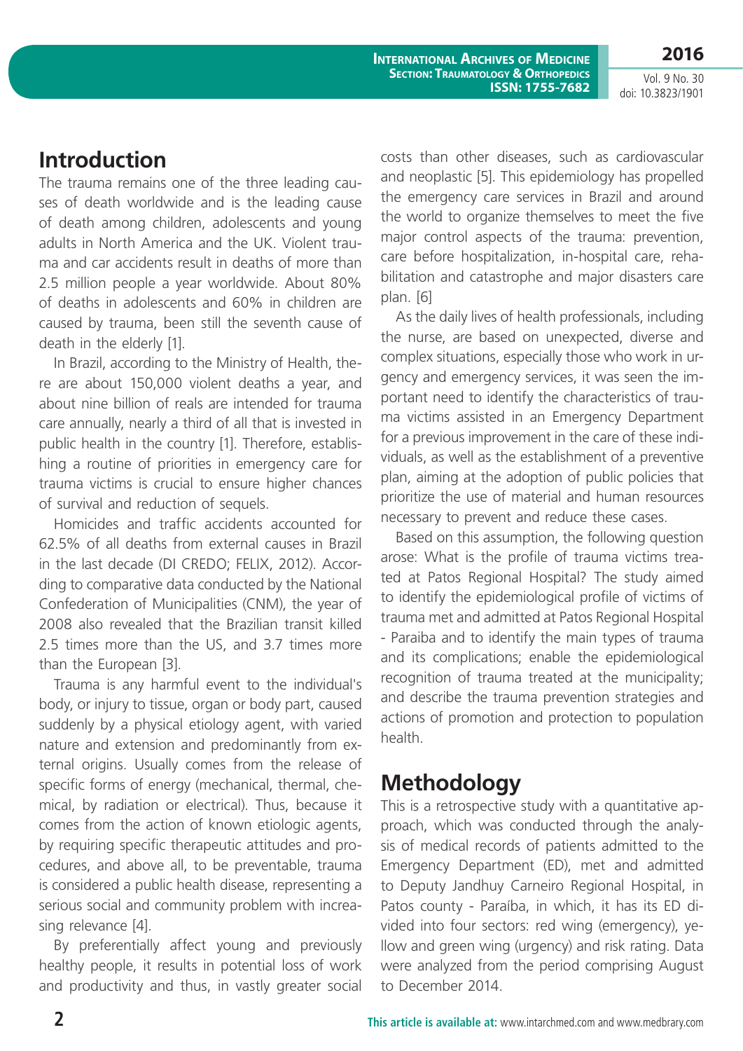## Introduction

The trauma remains one of the three leading causes of death worldwide and is the leading cause of death among children, adolescents and young adults in North America and the UK. Violent trauma and car accidents result in deaths of more than 2.5 million people a year worldwide. About 80% of deaths in adolescents and 60% in children are caused by trauma, been still the seventh cause of death in the elderly [1].

In Brazil, according to the Ministry of Health, there are about 150,000 violent deaths a year, and about nine billion of reals are intended for trauma care annually, nearly a third of all that is invested in public health in the country [1]. Therefore, establishing a routine of priorities in emergency care for trauma victims is crucial to ensure higher chances of survival and reduction of sequels.

Homicides and traffic accidents accounted for 62.5% of all deaths from external causes in Brazil in the last decade (DI CREDO; FELIX, 2012). According to comparative data conducted by the National Confederation of Municipalities (CNM), the year of 2008 also revealed that the Brazilian transit killed 2.5 times more than the US, and 3.7 times more than the European [3].

Trauma is any harmful event to the individual's body, or injury to tissue, organ or body part, caused suddenly by a physical etiology agent, with varied nature and extension and predominantly from external origins. Usually comes from the release of specific forms of energy (mechanical, thermal, chemical, by radiation or electrical). Thus, because it comes from the action of known etiologic agents, by requiring specific therapeutic attitudes and procedures, and above all, to be preventable, trauma is considered a public health disease, representing a serious social and community problem with increasing relevance [4].

By preferentially affect young and previously healthy people, it results in potential loss of work and productivity and thus, in vastly greater social costs than other diseases, such as cardiovascular and neoplastic [5]. This epidemiology has propelled the emergency care services in Brazil and around the world to organize themselves to meet the five major control aspects of the trauma: prevention, care before hospitalization, in-hospital care, rehabilitation and catastrophe and major disasters care plan. [6]

As the daily lives of health professionals, including the nurse, are based on unexpected, diverse and complex situations, especially those who work in urgency and emergency services, it was seen the important need to identify the characteristics of trauma victims assisted in an Emergency Department for a previous improvement in the care of these individuals, as well as the establishment of a preventive plan, aiming at the adoption of public policies that prioritize the use of material and human resources necessary to prevent and reduce these cases.

Based on this assumption, the following question arose: What is the profile of trauma victims treated at Patos Regional Hospital? The study aimed to identify the epidemiological profile of victims of trauma met and admitted at Patos Regional Hospital - Paraiba and to identify the main types of trauma and its complications; enable the epidemiological recognition of trauma treated at the municipality; and describe the trauma prevention strategies and actions of promotion and protection to population health.

## Methodology

This is a retrospective study with a quantitative approach, which was conducted through the analysis of medical records of patients admitted to the Emergency Department (ED), met and admitted to Deputy Jandhuy Carneiro Regional Hospital, in Patos county - Paraíba, in which, it has its ED divided into four sectors: red wing (emergency), yellow and green wing (urgency) and risk rating. Data were analyzed from the period comprising August to December 2014.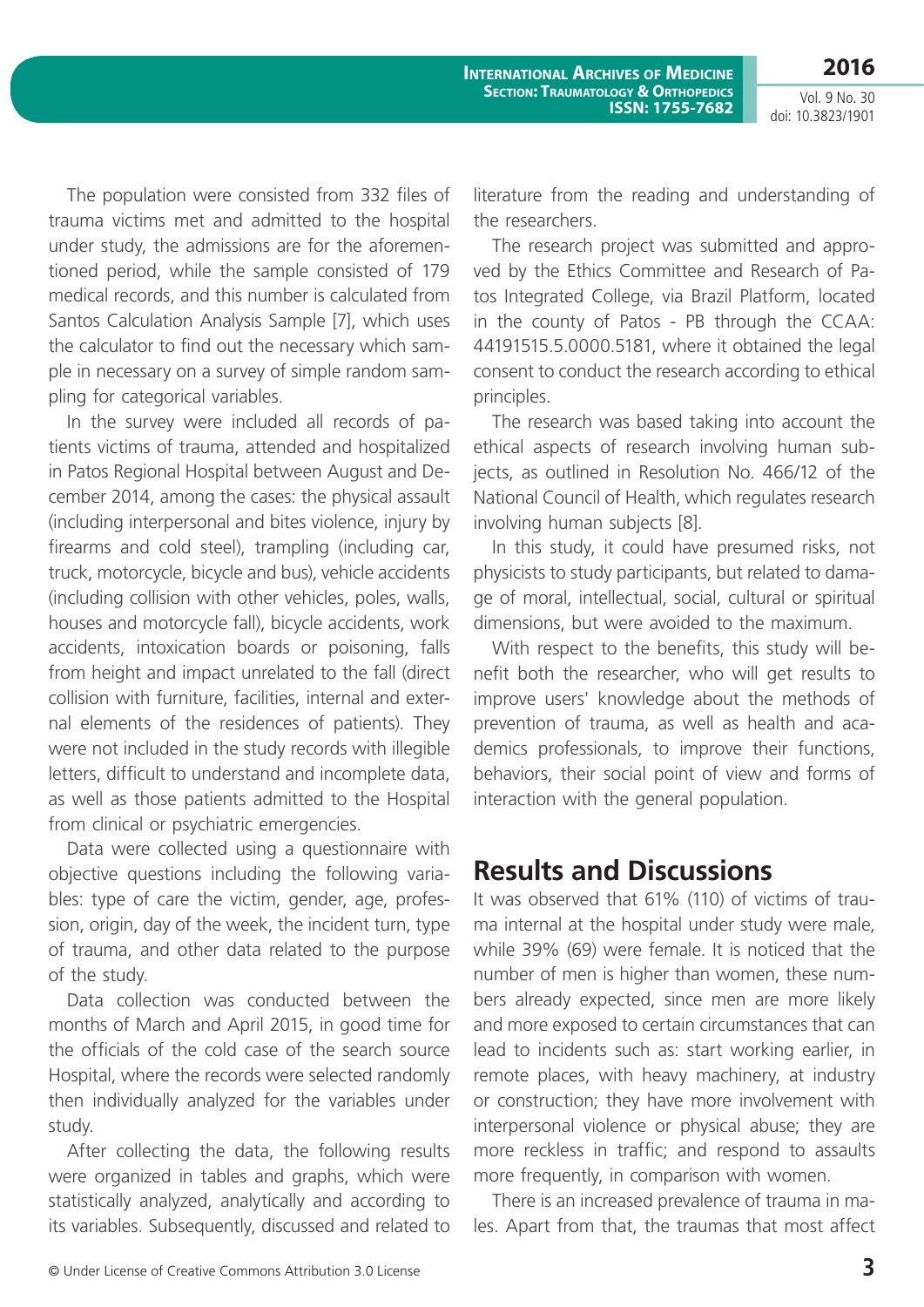The population were consisted from 332 files of trauma victims met and admitted to the hospital under study, the admissions are for the aforementioned period, while the sample consisted of 179 medical records, and this number is calculated from Santos Calculation Analysis Sample [7], which uses the calculator to find out the necessary which sample in necessary on a survey of simple random sampling for categorical variables.

In the survey were included all records of patients victims of trauma, attended and hospitalized in Patos Regional Hospital between August and December 2014, among the cases: the physical assault (including interpersonal and bites violence, injury by firearms and cold steel), trampling (including car, truck, motorcycle, bicycle and bus), vehicle accidents (including collision with other vehicles, poles, walls, houses and motorcycle fall), bicycle accidents, work accidents, intoxication boards or poisoning, falls from height and impact unrelated to the fall (direct collision with furniture, facilities, internal and external elements of the residences of patients). They were not included in the study records with illegible letters, difficult to understand and incomplete data, as well as those patients admitted to the Hospital from clinical or psychiatric emergencies.

Data were collected using a questionnaire with objective questions including the following variables: type of care the victim, gender, age, profession, origin, day of the week, the incident turn, type of trauma, and other data related to the purpose of the study.

Data collection was conducted between the months of March and April 2015, in good time for the officials of the cold case of the search source Hospital, where the records were selected randomly then individually analyzed for the variables under study.

After collecting the data, the following results were organized in tables and graphs, which were statistically analyzed, analytically and according to its variables. Subsequently, discussed and related to literature from the reading and understanding of the researchers.

The research project was submitted and approved by the Ethics Committee and Research of Patos Integrated College, via Brazil Platform, located in the county of Patos - PB through the CCAA: 44191515.5.0000.5181, where it obtained the legal consent to conduct the research according to ethical principles.

The research was based taking into account the ethical aspects of research involving human subjects, as outlined in Resolution No. 466/12 of the National Council of Health, which regulates research involving human subjects [8].

In this study, it could have presumed risks, not physicists to study participants, but related to damage of moral, intellectual, social, cultural or spiritual dimensions, but were avoided to the maximum.

With respect to the benefits, this study will benefit both the researcher, who will get results to improve users' knowledge about the methods of prevention of trauma, as well as health and academics professionals, to improve their functions, behaviors, their social point of view and forms of interaction with the general population.

## Results and Discussions

It was observed that 61% (110) of victims of trauma internal at the hospital under study were male, while 39% (69) were female. It is noticed that the number of men is higher than women, these numbers already expected, since men are more likely and more exposed to certain circumstances that can lead to incidents such as: start working earlier, in remote places, with heavy machinery, at industry or construction; they have more involvement with interpersonal violence or physical abuse; they are more reckless in traffic; and respond to assaults more frequently, in comparison with women.

There is an increased prevalence of trauma in males. Apart from that, the traumas that most affect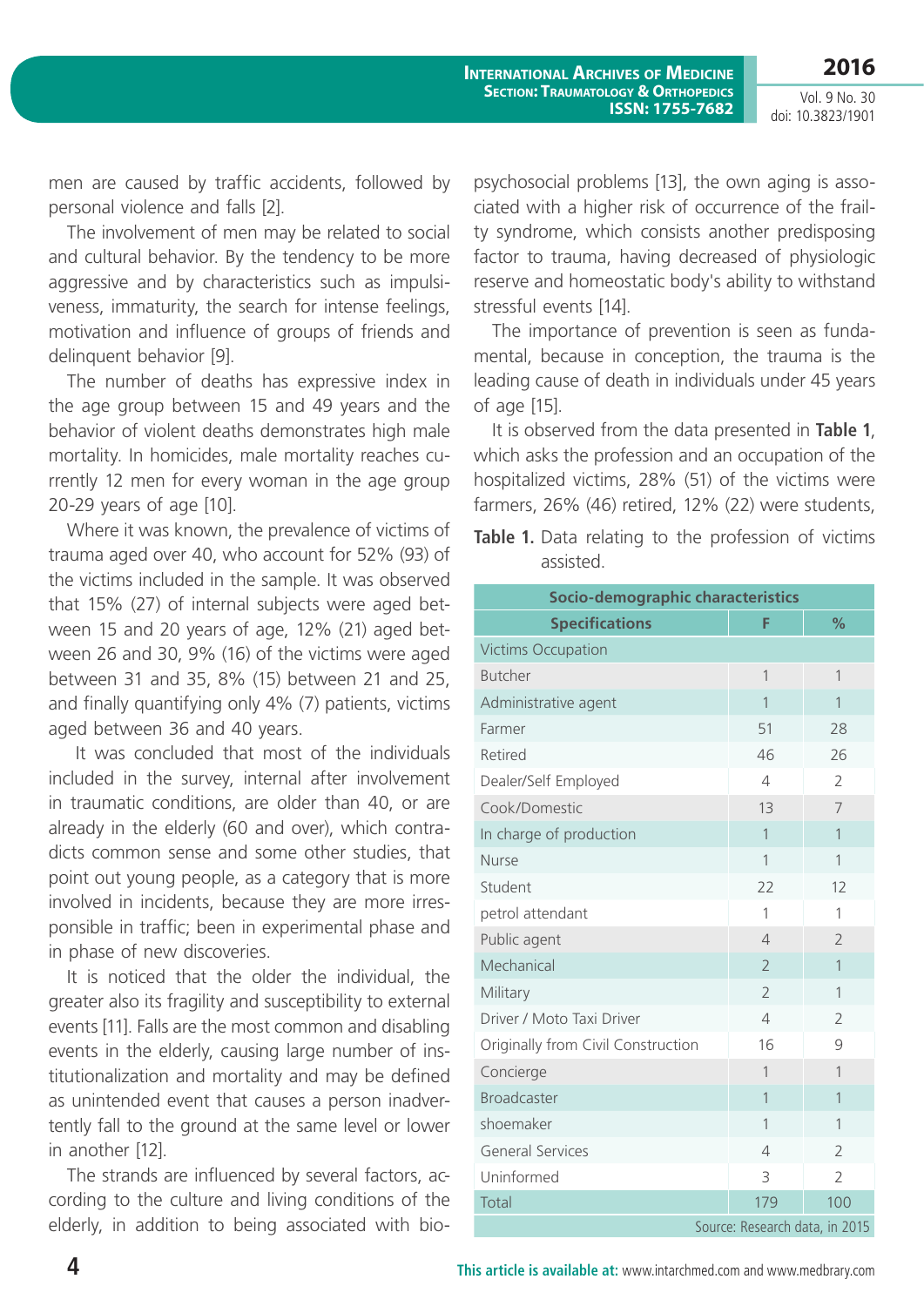men are caused by traffic accidents, followed by personal violence and falls [2].

The involvement of men may be related to social and cultural behavior. By the tendency to be more aggressive and by characteristics such as impulsiveness, immaturity, the search for intense feelings, motivation and influence of groups of friends and delinquent behavior [9].

The number of deaths has expressive index in the age group between 15 and 49 years and the behavior of violent deaths demonstrates high male mortality. In homicides, male mortality reaches currently 12 men for every woman in the age group 20-29 years of age [10].

Where it was known, the prevalence of victims of trauma aged over 40, who account for 52% (93) of the victims included in the sample. It was observed that 15% (27) of internal subjects were aged between 15 and 20 years of age, 12% (21) aged between 26 and 30, 9% (16) of the victims were aged between 31 and 35, 8% (15) between 21 and 25, and finally quantifying only 4% (7) patients, victims aged between 36 and 40 years.

It was concluded that most of the individuals included in the survey, internal after involvement in traumatic conditions, are older than 40, or are already in the elderly (60 and over), which contradicts common sense and some other studies, that point out young people, as a category that is more involved in incidents, because they are more irresponsible in traffic; been in experimental phase and in phase of new discoveries.

It is noticed that the older the individual, the greater also its fragility and susceptibility to external events [11]. Falls are the most common and disabling events in the elderly, causing large number of institutionalization and mortality and may be defined as unintended event that causes a person inadvertently fall to the ground at the same level or lower in another [12].

The strands are influenced by several factors, according to the culture and living conditions of the elderly, in addition to being associated with bio-psychosocial problems [13], the own aging is associated with a higher risk of occurrence of the frailty syndrome, which consists another predisposing factor to trauma, having decreased of physiologic reserve and homeostatic body's ability to withstand stressful events [14].

The importance of prevention is seen as fundamental, because in conception, the trauma is the leading cause of death in individuals under 45 years of age [15].

It is observed from the data presented in **Table 1**, which asks the profession and an occupation of the hospitalized victims, 28% (51) of the victims were farmers, 26% (46) retired, 12% (22) were students,

**Table 1.** Data relating to the profession of victims assisted.

| Socio-demographic characteristics | | |
|---|---|---|
| **Specifications** | **F** | **%** |
| Victims Occupation | | |
| Butcher | 1 | 1 |
| Administrative agent | 1 | 1 |
| Farmer | 51 | 28 |
| Retired | 46 | 26 |
| Dealer/Self Employed | 4 | 2 |
| Cook/Domestic | 13 | 7 |
| In charge of production | 1 | 1 |
| Nurse | 1 | 1 |
| Student | 22 | 12 |
| petrol attendant | 1 | 1 |
| Public agent | 4 | 2 |
| Mechanical | 2 | 1 |
| Military | 2 | 1 |
| Driver / Moto Taxi Driver | 4 | 2 |
| Originally from Civil Construction | 16 | 9 |
| Concierge | 1 | 1 |
| Broadcaster | 1 | 1 |
| shoemaker | 1 | 1 |
| General Services | 4 | 2 |
| Uninformed | 3 | 2 |
| Total | 179 | 100 |

Source: Research data, in 2015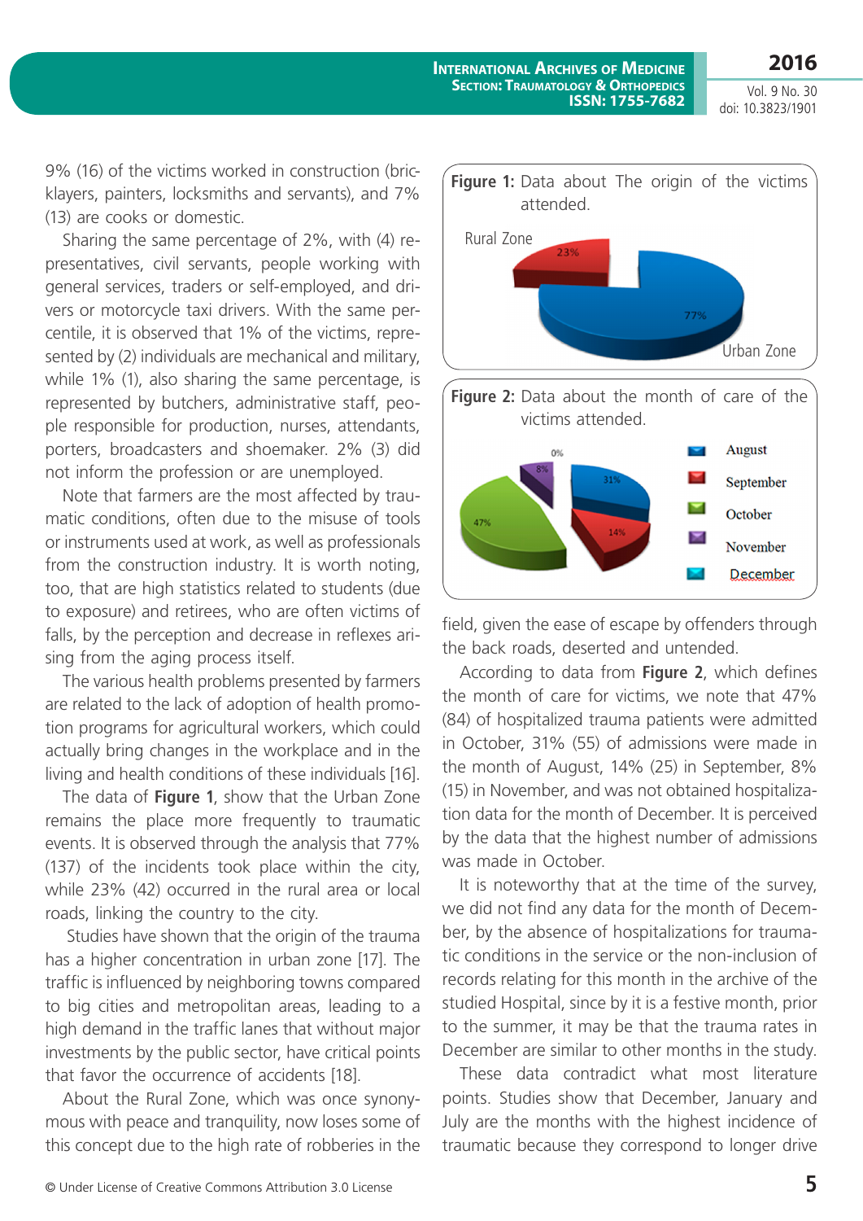9% (16) of the victims worked in construction (bricklayers, painters, locksmiths and servants), and 7% (13) are cooks or domestic.

Sharing the same percentage of 2%, with (4) representatives, civil servants, people working with general services, traders or self-employed, and drivers or motorcycle taxi drivers. With the same percentile, it is observed that 1% of the victims, represented by (2) individuals are mechanical and military, while 1% (1), also sharing the same percentage, is represented by butchers, administrative staff, people responsible for production, nurses, attendants, porters, broadcasters and shoemaker. 2% (3) did not inform the profession or are unemployed.

Note that farmers are the most affected by traumatic conditions, often due to the misuse of tools or instruments used at work, as well as professionals from the construction industry. It is worth noting, too, that are high statistics related to students (due to exposure) and retirees, who are often victims of falls, by the perception and decrease in reflexes arising from the aging process itself.

The various health problems presented by farmers are related to the lack of adoption of health promotion programs for agricultural workers, which could actually bring changes in the workplace and in the living and health conditions of these individuals [16].

The data of **Figure 1**, show that the Urban Zone remains the place more frequently to traumatic events. It is observed through the analysis that 77% (137) of the incidents took place within the city, while 23% (42) occurred in the rural area or local roads, linking the country to the city.

Studies have shown that the origin of the trauma has a higher concentration in urban zone [17]. The traffic is influenced by neighboring towns compared to big cities and metropolitan areas, leading to a high demand in the traffic lanes that without major investments by the public sector, have critical points that favor the occurrence of accidents [18].

About the Rural Zone, which was once synonymous with peace and tranquility, now loses some of this concept due to the high rate of robberies in the field, given the ease of escape by offenders through the back roads, deserted and untended.

**Figure 1:** Data about The origin of the victims attended.

Rural Zone 23%; Urban Zone 77%

**Figure 2:** Data about the month of care of the victims attended.

August 31%; September 14%; October 47%; November 8%; December 0%

According to data from **Figure 2**, which defines the month of care for victims, we note that 47% (84) of hospitalized trauma patients were admitted in October, 31% (55) of admissions were made in the month of August, 14% (25) in September, 8% (15) in November, and was not obtained hospitalization data for the month of December. It is perceived by the data that the highest number of admissions was made in October.

It is noteworthy that at the time of the survey, we did not find any data for the month of December, by the absence of hospitalizations for traumatic conditions in the service or the non-inclusion of records relating for this month in the archive of the studied Hospital, since by it is a festive month, prior to the summer, it may be that the trauma rates in December are similar to other months in the study.

These data contradict what most literature points. Studies show that December, January and July are the months with the highest incidence of traumatic because they correspond to longer drive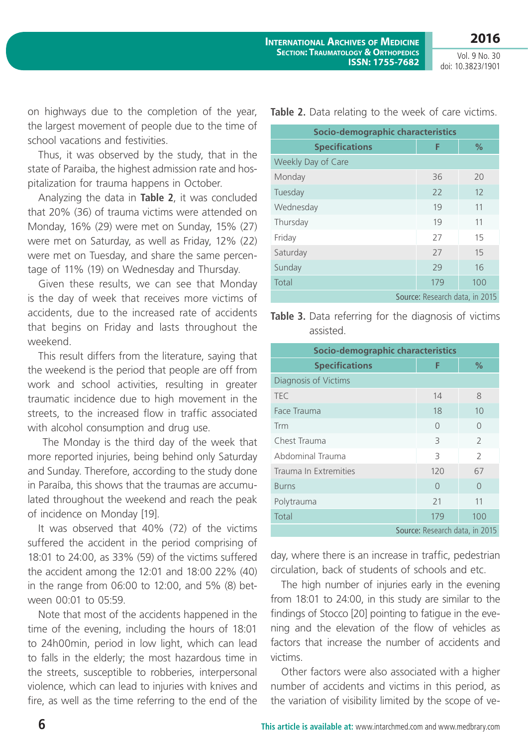on highways due to the completion of the year, the largest movement of people due to the time of school vacations and festivities.

Thus, it was observed by the study, that in the state of Paraiba, the highest admission rate and hospitalization for trauma happens in October.

Analyzing the data in **Table 2**, it was concluded that 20% (36) of trauma victims were attended on Monday, 16% (29) were met on Sunday, 15% (27) were met on Saturday, as well as Friday, 12% (22) were met on Tuesday, and share the same percentage of 11% (19) on Wednesday and Thursday.

Given these results, we can see that Monday is the day of week that receives more victims of accidents, due to the increased rate of accidents that begins on Friday and lasts throughout the weekend.

This result differs from the literature, saying that the weekend is the period that people are off from work and school activities, resulting in greater traumatic incidence due to high movement in the streets, to the increased flow in traffic associated with alcohol consumption and drug use.

The Monday is the third day of the week that more reported injuries, being behind only Saturday and Sunday. Therefore, according to the study done in Paraíba, this shows that the traumas are accumulated throughout the weekend and reach the peak of incidence on Monday [19].

It was observed that 40% (72) of the victims suffered the accident in the period comprising of 18:01 to 24:00, as 33% (59) of the victims suffered the accident among the 12:01 and 18:00 22% (40) in the range from 06:00 to 12:00, and 5% (8) between 00:01 to 05:59.

Note that most of the accidents happened in the time of the evening, including the hours of 18:01 to 24h00min, period in low light, which can lead to falls in the elderly; the most hazardous time in the streets, susceptible to robberies, interpersonal violence, which can lead to injuries with knives and fire, as well as the time referring to the end of the day, where there is an increase in traffic, pedestrian circulation, back of students of schools and etc.

The high number of injuries early in the evening from 18:01 to 24:00, in this study are similar to the findings of Stocco [20] pointing to fatigue in the evening and the elevation of the flow of vehicles as factors that increase the number of accidents and victims.

Other factors were also associated with a higher number of accidents and victims in this period, as the variation of visibility limited by the scope of ve-

**Table 2.** Data relating to the week of care victims.

| Socio-demographic characteristics | | |
|---|---|---|
| **Specifications** | **F** | **%** |
| Weekly Day of Care | | |
| Monday | 36 | 20 |
| Tuesday | 22 | 12 |
| Wednesday | 19 | 11 |
| Thursday | 19 | 11 |
| Friday | 27 | 15 |
| Saturday | 27 | 15 |
| Sunday | 29 | 16 |
| Total | 179 | 100 |

**Source:** Research data, in 2015

**Table 3.** Data referring for the diagnosis of victims assisted.

| Socio-demographic characteristics | | |
|---|---|---|
| **Specifications** | **F** | **%** |
| Diagnosis of Victims | | |
| TEC | 14 | 8 |
| Face Trauma | 18 | 10 |
| Trm | 0 | 0 |
| Chest Trauma | 3 | 2 |
| Abdominal Trauma | 3 | 2 |
| Trauma In Extremities | 120 | 67 |
| Burns | 0 | 0 |
| Polytrauma | 21 | 11 |
| Total | 179 | 100 |

**Source:** Research data, in 2015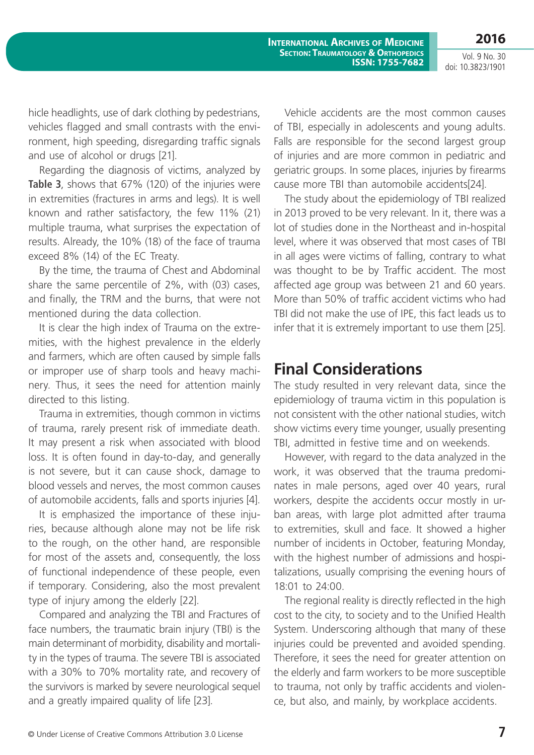hicle headlights, use of dark clothing by pedestrians, vehicles flagged and small contrasts with the environment, high speeding, disregarding traffic signals and use of alcohol or drugs [21].

Regarding the diagnosis of victims, analyzed by **Table 3**, shows that 67% (120) of the injuries were in extremities (fractures in arms and legs). It is well known and rather satisfactory, the few 11% (21) multiple trauma, what surprises the expectation of results. Already, the 10% (18) of the face of trauma exceed 8% (14) of the EC Treaty.

By the time, the trauma of Chest and Abdominal share the same percentile of 2%, with (03) cases, and finally, the TRM and the burns, that were not mentioned during the data collection.

It is clear the high index of Trauma on the extremities, with the highest prevalence in the elderly and farmers, which are often caused by simple falls or improper use of sharp tools and heavy machinery. Thus, it sees the need for attention mainly directed to this listing.

Trauma in extremities, though common in victims of trauma, rarely present risk of immediate death. It may present a risk when associated with blood loss. It is often found in day-to-day, and generally is not severe, but it can cause shock, damage to blood vessels and nerves, the most common causes of automobile accidents, falls and sports injuries [4].

It is emphasized the importance of these injuries, because although alone may not be life risk to the rough, on the other hand, are responsible for most of the assets and, consequently, the loss of functional independence of these people, even if temporary. Considering, also the most prevalent type of injury among the elderly [22].

Compared and analyzing the TBI and Fractures of face numbers, the traumatic brain injury (TBI) is the main determinant of morbidity, disability and mortality in the types of trauma. The severe TBI is associated with a 30% to 70% mortality rate, and recovery of the survivors is marked by severe neurological sequel and a greatly impaired quality of life [23].

Vehicle accidents are the most common causes of TBI, especially in adolescents and young adults. Falls are responsible for the second largest group of injuries and are more common in pediatric and geriatric groups. In some places, injuries by firearms cause more TBI than automobile accidents[24].

The study about the epidemiology of TBI realized in 2013 proved to be very relevant. In it, there was a lot of studies done in the Northeast and in-hospital level, where it was observed that most cases of TBI in all ages were victims of falling, contrary to what was thought to be by Traffic accident. The most affected age group was between 21 and 60 years. More than 50% of traffic accident victims who had TBI did not make the use of IPE, this fact leads us to infer that it is extremely important to use them [25].

## Final Considerations

The study resulted in very relevant data, since the epidemiology of trauma victim in this population is not consistent with the other national studies, witch show victims every time younger, usually presenting TBI, admitted in festive time and on weekends.

However, with regard to the data analyzed in the work, it was observed that the trauma predominates in male persons, aged over 40 years, rural workers, despite the accidents occur mostly in urban areas, with large plot admitted after trauma to extremities, skull and face. It showed a higher number of incidents in October, featuring Monday, with the highest number of admissions and hospitalizations, usually comprising the evening hours of 18:01 to 24:00.

The regional reality is directly reflected in the high cost to the city, to society and to the Unified Health System. Underscoring although that many of these injuries could be prevented and avoided spending. Therefore, it sees the need for greater attention on the elderly and farm workers to be more susceptible to trauma, not only by traffic accidents and violence, but also, and mainly, by workplace accidents.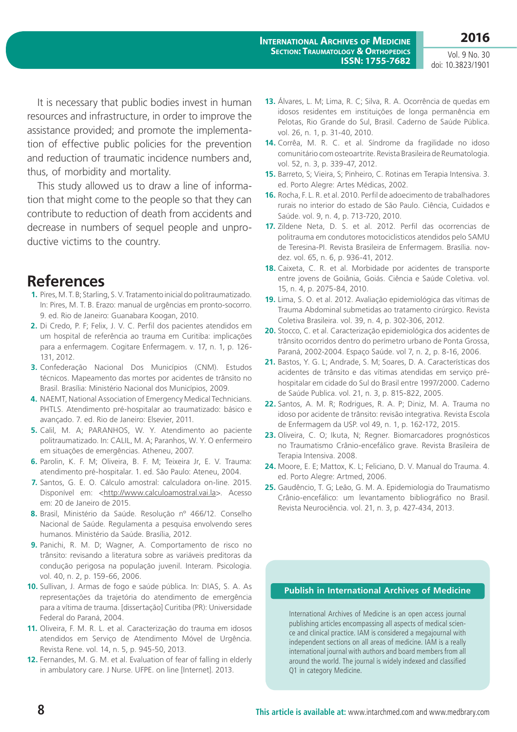It is necessary that public bodies invest in human resources and infrastructure, in order to improve the assistance provided; and promote the implementation of effective public policies for the prevention and reduction of traumatic incidence numbers and, thus, of morbidity and mortality.

This study allowed us to draw a line of information that might come to the people so that they can contribute to reduction of death from accidents and decrease in numbers of sequel people and unproductive victims to the country.

## References

1. Pires, M. T. B; Starling, S. V. Tratamento inicial do politraumatizado. In: Pires, M. T. B. Erazo: manual de urgências em pronto-socorro. 9. ed. Rio de Janeiro: Guanabara Koogan, 2010.
2. Di Credo, P. F; Felix, J. V. C. Perfil dos pacientes atendidos em um hospital de referência ao trauma em Curitiba: implicações para a enfermagem. Cogitare Enfermagem. v. 17, n. 1, p. 126-131, 2012.
3. Confederação Nacional Dos Municípios (CNM). Estudos técnicos. Mapeamento das mortes por acidentes de trânsito no Brasil. Brasília: Ministério Nacional dos Municípios, 2009.
4. NAEMT, National Association of Emergency Medical Technicians. PHTLS. Atendimento pré-hospitalar ao traumatizado: básico e avançado. 7. ed. Rio de Janeiro: Elsevier, 2011.
5. Calil, M. A; PARANHOS, W. Y. Atendimento ao paciente politraumatizado. In: CALIL, M. A; Paranhos, W. Y. O enfermeiro em situações de emergências. Atheneu, 2007.
6. Parolin, K. F. M; Oliveira, B. F. M; Teixeira Jr, E. V. Trauma: atendimento pré-hospitalar. 1. ed. São Paulo: Ateneu, 2004.
7. Santos, G. E. O. Cálculo amostral: calculadora on-line. 2015. Disponível em: <http://www.calculoamostral.vai.la>. Acesso em: 20 de Janeiro de 2015.
8. Brasil, Ministério da Saúde. Resolução nº 466/12. Conselho Nacional de Saúde. Regulamenta a pesquisa envolvendo seres humanos. Ministério da Saúde. Brasília, 2012.
9. Panichi, R. M. D; Wagner, A. Comportamento de risco no trânsito: revisando a literatura sobre as variáveis preditoras da condução perigosa na população juvenil. Interam. Psicologia. vol. 40, n. 2, p. 159-66, 2006.
10. Sullivan, J. Armas de fogo e saúde pública. In: DIAS, S. A. As representações da trajetória do atendimento de emergência para a vítima de trauma. [dissertação] Curitiba (PR): Universidade Federal do Paraná, 2004.
11. Oliveira, F. M. R. L. et al. Caracterização do trauma em idosos atendidos em Serviço de Atendimento Móvel de Urgência. Revista Rene. vol. 14, n. 5, p. 945-50, 2013.
12. Fernandes, M. G. M. et al. Evaluation of fear of falling in elderly in ambulatory care. J Nurse. UFPE. on line [Internet]. 2013.
13. Álvares, L. M; Lima, R. C; Silva, R. A. Ocorrência de quedas em idosos residentes em instituições de longa permanência em Pelotas, Rio Grande do Sul, Brasil. Caderno de Saúde Pública. vol. 26, n. 1, p. 31-40, 2010.
14. Corrêa, M. R. C. et al. Síndrome da fragilidade no idoso comunitário com osteoartrite. Revista Brasileira de Reumatologia. vol. 52, n. 3, p. 339-47, 2012.
15. Barreto, S; Vieira, S; Pinheiro, C. Rotinas em Terapia Intensiva. 3. ed. Porto Alegre: Artes Médicas, 2002.
16. Rocha, F. L. R. et al. 2010. Perfil de adoecimento de trabalhadores rurais no interior do estado de São Paulo. Ciência, Cuidados e Saúde. vol. 9, n. 4, p. 713-720, 2010.
17. Zildene Neta, D. S. et al. 2012. Perfil das ocorrencias de politrauma em condutores motociclisticos atendidos pelo SAMU de Teresina-PI. Revista Brasileira de Enfermagem. Brasília. nov-dez. vol. 65, n. 6, p. 936-41, 2012.
18. Caixeta, C. R. et al. Morbidade por acidentes de transporte entre jovens de Goiânia, Goiás. Ciência e Saúde Coletiva. vol. 15, n. 4, p. 2075-84, 2010.
19. Lima, S. O. et al. 2012. Avaliação epidemiológica das vítimas de Trauma Abdominal submetidas ao tratamento cirúrgico. Revista Coletiva Brasileira. vol. 39, n. 4, p. 302-306, 2012.
20. Stocco, C. et al. Caracterização epidemiológica dos acidentes de trânsito ocorridos dentro do perímetro urbano de Ponta Grossa, Paraná, 2002-2004. Espaço Saúde. vol 7, n. 2, p. 8-16, 2006.
21. Bastos, Y. G. L; Andrade, S. M; Soares, D. A. Características dos acidentes de trânsito e das vítimas atendidas em serviço pré-hospitalar em cidade do Sul do Brasil entre 1997/2000. Caderno de Saúde Publica. vol. 21, n. 3, p. 815-822, 2005.
22. Santos, A. M. R; Rodrigues, R. A. P; Diniz, M. A. Trauma no idoso por acidente de trânsito: revisão integrativa. Revista Escola de Enfermagem da USP. vol 49, n. 1, p. 162-172, 2015.
23. Oliveira, C. O; Ikuta, N; Regner. Biomarcadores prognósticos no Traumatismo Crânio-encefálico grave. Revista Brasileira de Terapia Intensiva. 2008.
24. Moore, E. E; Mattox, K. L; Feliciano, D. V. Manual do Trauma. 4. ed. Porto Alegre: Artmed, 2006.
25. Gaudêncio, T. G; Leão, G. M. A. Epidemiologia do Traumatismo Crânio-encefálico: um levantamento bibliográfico no Brasil. Revista Neurociência. vol. 21, n. 3, p. 427-434, 2013.

**Publish in International Archives of Medicine**

International Archives of Medicine is an open access journal publishing articles encompassing all aspects of medical science and clinical practice. IAM is considered a megajournal with independent sections on all areas of medicine. IAM is a really international journal with authors and board members from all around the world. The journal is widely indexed and classified Q1 in category Medicine.